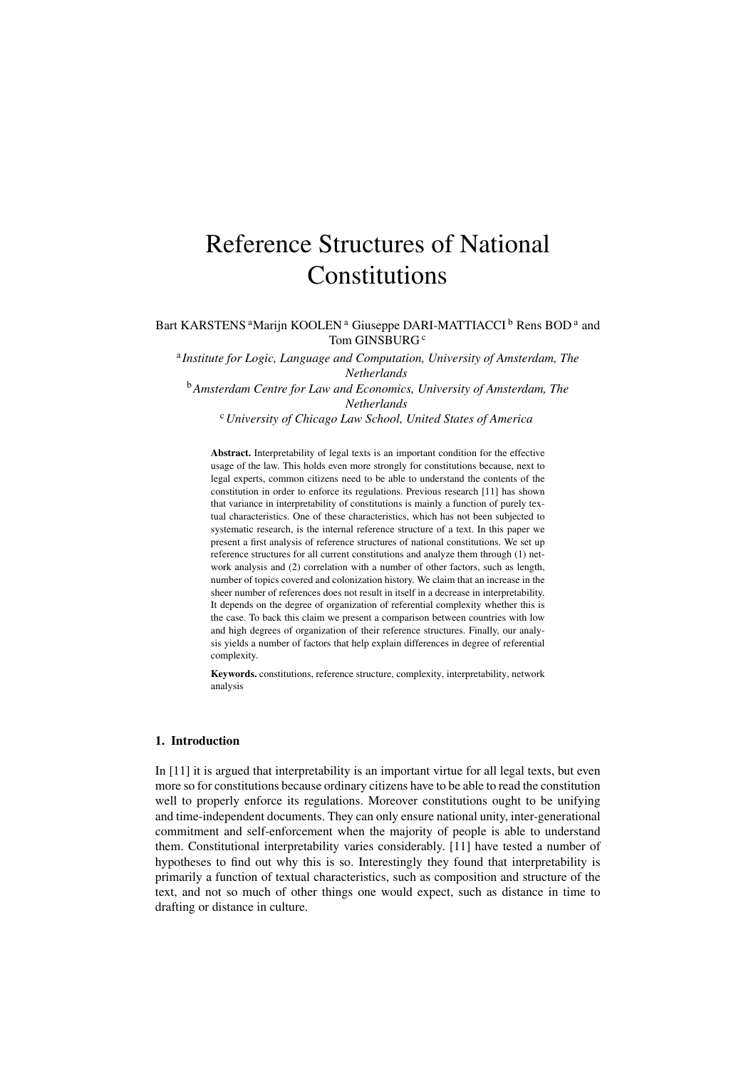# Reference Structures of National Constitutions

Bart KARSTENS [a] Marijn KOOLEN [a] Giuseppe DARI-MATTIACCI [b] Rens BOD [a] and Tom GINSBURG [c]

[a] *Institute for Logic, Language and Computation, University of Amsterdam, The Netherlands*

[b] *Amsterdam Centre for Law and Economics, University of Amsterdam, The Netherlands*

[c] *University of Chicago Law School, United States of America*

**Abstract.** Interpretability of legal texts is an important condition for the effective usage of the law. This holds even more strongly for constitutions because, next to legal experts, common citizens need to be able to understand the contents of the constitution in order to enforce its regulations. Previous research [11] has shown that variance in interpretability of constitutions is mainly a function of purely textual characteristics. One of these characteristics, which has not been subjected to systematic research, is the internal reference structure of a text. In this paper we present a first analysis of reference structures of national constitutions. We set up reference structures for all current constitutions and analyze them through (1) network analysis and (2) correlation with a number of other factors, such as length, number of topics covered and colonization history. We claim that an increase in the sheer number of references does not result in itself in a decrease in interpretability. It depends on the degree of organization of referential complexity whether this is the case. To back this claim we present a comparison between countries with low and high degrees of organization of their reference structures. Finally, our analysis yields a number of factors that help explain differences in degree of referential complexity.

**Keywords.** constitutions, reference structure, complexity, interpretability, network analysis

## 1. Introduction

In [11] it is argued that interpretability is an important virtue for all legal texts, but even more so for constitutions because ordinary citizens have to be able to read the constitution well to properly enforce its regulations. Moreover constitutions ought to be unifying and time-independent documents. They can only ensure national unity, inter-generational commitment and self-enforcement when the majority of people is able to understand them. Constitutional interpretability varies considerably. [11] have tested a number of hypotheses to find out why this is so. Interestingly they found that interpretability is primarily a function of textual characteristics, such as composition and structure of the text, and not so much of other things one would expect, such as distance in time to drafting or distance in culture.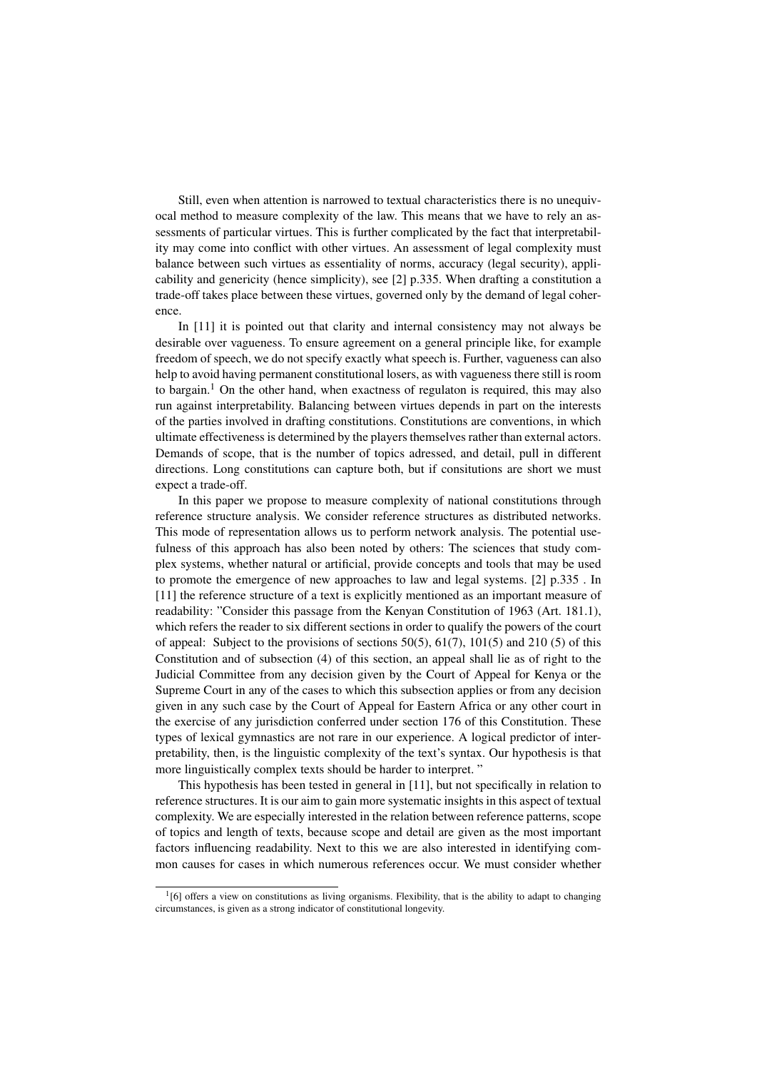Still, even when attention is narrowed to textual characteristics there is no unequivocal method to measure complexity of the law. This means that we have to rely an assessments of particular virtues. This is further complicated by the fact that interpretability may come into conflict with other virtues. An assessment of legal complexity must balance between such virtues as essentiality of norms, accuracy (legal security), applicability and genericity (hence simplicity), see [2] p.335. When drafting a constitution a trade-off takes place between these virtues, governed only by the demand of legal coherence.

In [11] it is pointed out that clarity and internal consistency may not always be desirable over vagueness. To ensure agreement on a general principle like, for example freedom of speech, we do not specify exactly what speech is. Further, vagueness can also help to avoid having permanent constitutional losers, as with vagueness there still is room to bargain.[1] On the other hand, when exactness of regulaton is required, this may also run against interpretability. Balancing between virtues depends in part on the interests of the parties involved in drafting constitutions. Constitutions are conventions, in which ultimate effectiveness is determined by the players themselves rather than external actors. Demands of scope, that is the number of topics adressed, and detail, pull in different directions. Long constitutions can capture both, but if consitutions are short we must expect a trade-off.

In this paper we propose to measure complexity of national constitutions through reference structure analysis. We consider reference structures as distributed networks. This mode of representation allows us to perform network analysis. The potential usefulness of this approach has also been noted by others: The sciences that study complex systems, whether natural or artificial, provide concepts and tools that may be used to promote the emergence of new approaches to law and legal systems. [2] p.335 . In [11] the reference structure of a text is explicitly mentioned as an important measure of readability: "Consider this passage from the Kenyan Constitution of 1963 (Art. 181.1), which refers the reader to six different sections in order to qualify the powers of the court of appeal: Subject to the provisions of sections 50(5), 61(7), 101(5) and 210 (5) of this Constitution and of subsection (4) of this section, an appeal shall lie as of right to the Judicial Committee from any decision given by the Court of Appeal for Kenya or the Supreme Court in any of the cases to which this subsection applies or from any decision given in any such case by the Court of Appeal for Eastern Africa or any other court in the exercise of any jurisdiction conferred under section 176 of this Constitution. These types of lexical gymnastics are not rare in our experience. A logical predictor of interpretability, then, is the linguistic complexity of the text's syntax. Our hypothesis is that more linguistically complex texts should be harder to interpret. "

This hypothesis has been tested in general in [11], but not specifically in relation to reference structures. It is our aim to gain more systematic insights in this aspect of textual complexity. We are especially interested in the relation between reference patterns, scope of topics and length of texts, because scope and detail are given as the most important factors influencing readability. Next to this we are also interested in identifying common causes for cases in which numerous references occur. We must consider whether

[1] [6] offers a view on constitutions as living organisms. Flexibility, that is the ability to adapt to changing circumstances, is given as a strong indicator of constitutional longevity.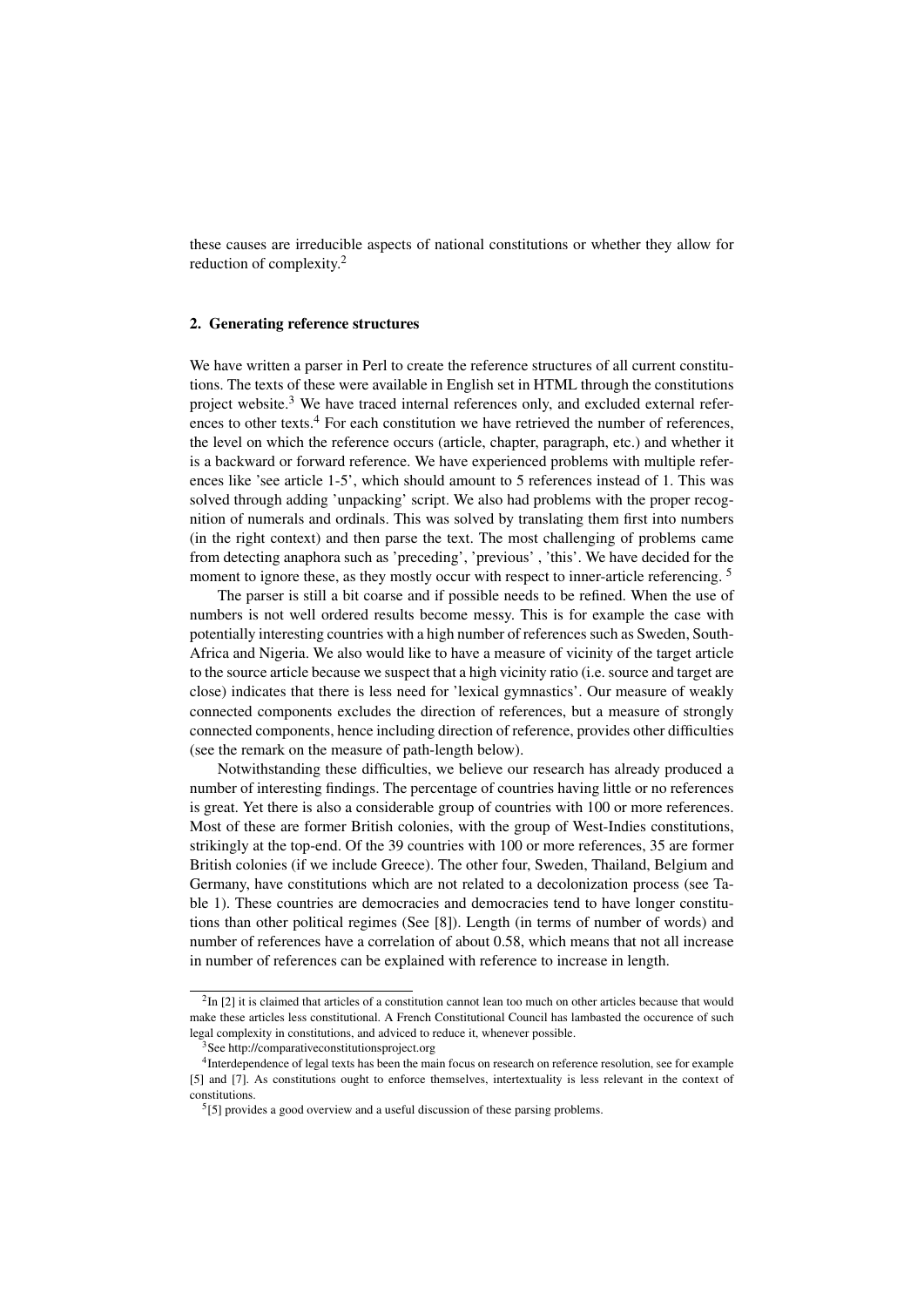these causes are irreducible aspects of national constitutions or whether they allow for reduction of complexity.[2]

## 2. Generating reference structures

We have written a parser in Perl to create the reference structures of all current constitutions. The texts of these were available in English set in HTML through the constitutions project website.[3] We have traced internal references only, and excluded external references to other texts.[4] For each constitution we have retrieved the number of references, the level on which the reference occurs (article, chapter, paragraph, etc.) and whether it is a backward or forward reference. We have experienced problems with multiple references like 'see article 1-5', which should amount to 5 references instead of 1. This was solved through adding 'unpacking' script. We also had problems with the proper recognition of numerals and ordinals. This was solved by translating them first into numbers (in the right context) and then parse the text. The most challenging of problems came from detecting anaphora such as 'preceding', 'previous' , 'this'. We have decided for the moment to ignore these, as they mostly occur with respect to inner-article referencing. [5]

The parser is still a bit coarse and if possible needs to be refined. When the use of numbers is not well ordered results become messy. This is for example the case with potentially interesting countries with a high number of references such as Sweden, South-Africa and Nigeria. We also would like to have a measure of vicinity of the target article to the source article because we suspect that a high vicinity ratio (i.e. source and target are close) indicates that there is less need for 'lexical gymnastics'. Our measure of weakly connected components excludes the direction of references, but a measure of strongly connected components, hence including direction of reference, provides other difficulties (see the remark on the measure of path-length below).

Notwithstanding these difficulties, we believe our research has already produced a number of interesting findings. The percentage of countries having little or no references is great. Yet there is also a considerable group of countries with 100 or more references. Most of these are former British colonies, with the group of West-Indies constitutions, strikingly at the top-end. Of the 39 countries with 100 or more references, 35 are former British colonies (if we include Greece). The other four, Sweden, Thailand, Belgium and Germany, have constitutions which are not related to a decolonization process (see Table 1). These countries are democracies and democracies tend to have longer constitutions than other political regimes (See [8]). Length (in terms of number of words) and number of references have a correlation of about 0.58, which means that not all increase in number of references can be explained with reference to increase in length.

---

[2] In [2] it is claimed that articles of a constitution cannot lean too much on other articles because that would make these articles less constitutional. A French Constitutional Council has lambasted the occurence of such legal complexity in constitutions, and adviced to reduce it, whenever possible.

[3] See http://comparativeconstitutionsproject.org

[4] Interdependence of legal texts has been the main focus on research on reference resolution, see for example [5] and [7]. As constitutions ought to enforce themselves, intertextuality is less relevant in the context of constitutions.

[5] [5] provides a good overview and a useful discussion of these parsing problems.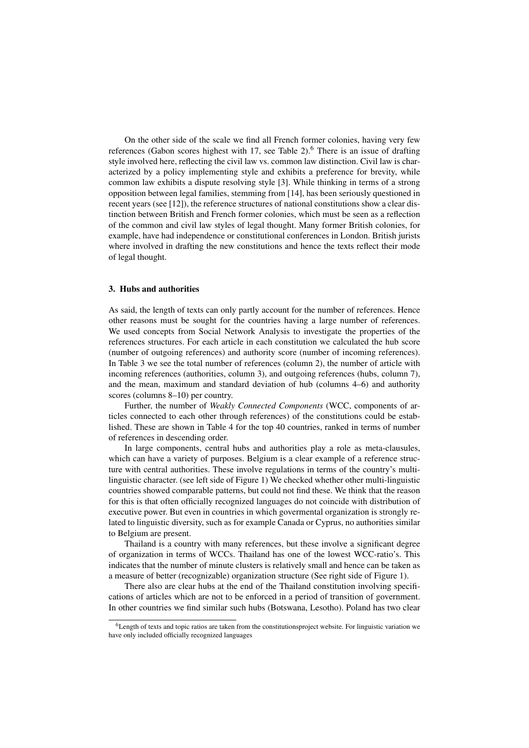On the other side of the scale we find all French former colonies, having very few references (Gabon scores highest with 17, see Table 2).[6] There is an issue of drafting style involved here, reflecting the civil law vs. common law distinction. Civil law is characterized by a policy implementing style and exhibits a preference for brevity, while common law exhibits a dispute resolving style [3]. While thinking in terms of a strong opposition between legal families, stemming from [14], has been seriously questioned in recent years (see [12]), the reference structures of national constitutions show a clear distinction between British and French former colonies, which must be seen as a reflection of the common and civil law styles of legal thought. Many former British colonies, for example, have had independence or constitutional conferences in London. British jurists where involved in drafting the new constitutions and hence the texts reflect their mode of legal thought.

### 3. Hubs and authorities

As said, the length of texts can only partly account for the number of references. Hence other reasons must be sought for the countries having a large number of references. We used concepts from Social Network Analysis to investigate the properties of the references structures. For each article in each constitution we calculated the hub score (number of outgoing references) and authority score (number of incoming references). In Table 3 we see the total number of references (column 2), the number of article with incoming references (authorities, column 3), and outgoing references (hubs, column 7), and the mean, maximum and standard deviation of hub (columns 4–6) and authority scores (columns 8–10) per country.

Further, the number of *Weakly Connected Components* (WCC, components of articles connected to each other through references) of the constitutions could be established. These are shown in Table 4 for the top 40 countries, ranked in terms of number of references in descending order.

In large components, central hubs and authorities play a role as meta-clausules, which can have a variety of purposes. Belgium is a clear example of a reference structure with central authorities. These involve regulations in terms of the country's multi-linguistic character. (see left side of Figure 1) We checked whether other multi-linguistic countries showed comparable patterns, but could not find these. We think that the reason for this is that often officially recognized languages do not coincide with distribution of executive power. But even in countries in which govermental organization is strongly related to linguistic diversity, such as for example Canada or Cyprus, no authorities similar to Belgium are present.

Thailand is a country with many references, but these involve a significant degree of organization in terms of WCCs. Thailand has one of the lowest WCC-ratio's. This indicates that the number of minute clusters is relatively small and hence can be taken as a measure of better (recognizable) organization structure (See right side of Figure 1).

There also are clear hubs at the end of the Thailand constitution involving specifications of articles which are not to be enforced in a period of transition of government. In other countries we find similar such hubs (Botswana, Lesotho). Poland has two clear

[6] Length of texts and topic ratios are taken from the constitutionsproject website. For linguistic variation we have only included officially recognized languages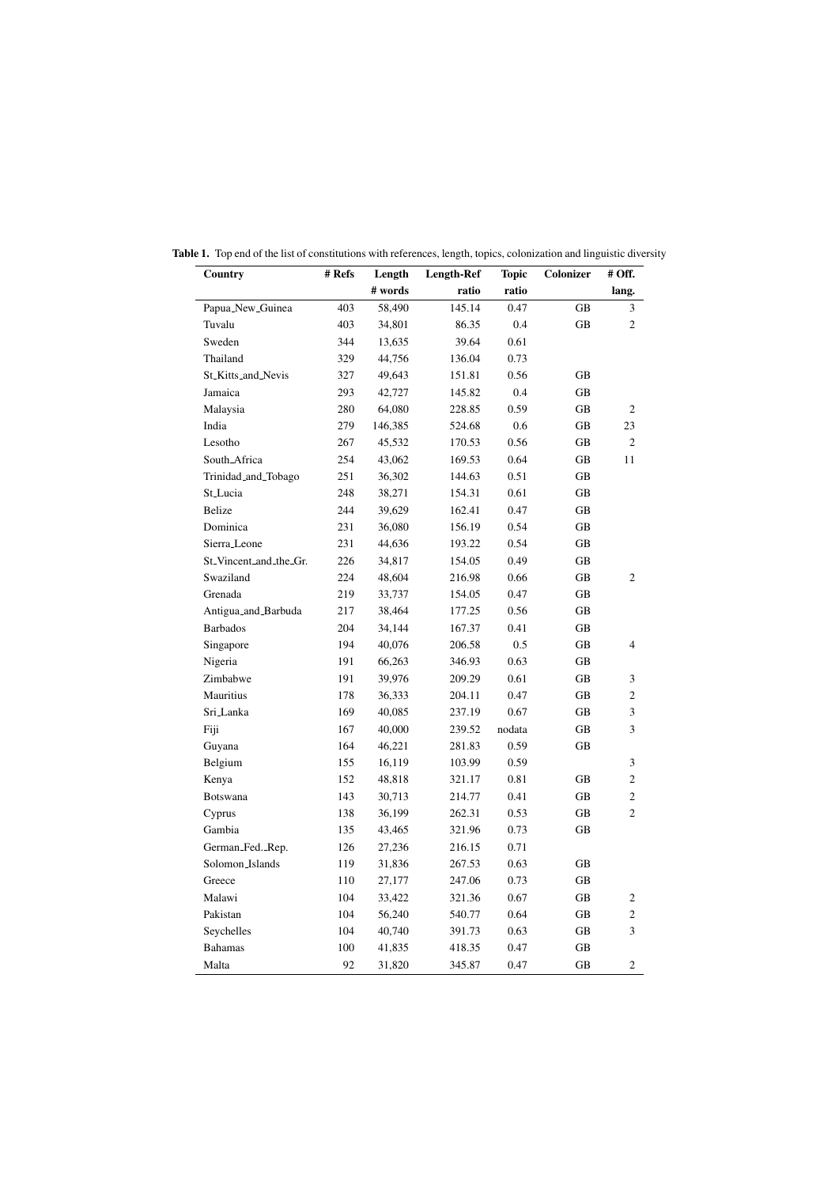**Table 1.** Top end of the list of constitutions with references, length, topics, colonization and linguistic diversity

| Country | # Refs | Length | Length-Ref | Topic | Colonizer | # Off. |
|---|---|---|---|---|---|---|
| | | # words | ratio | ratio | | lang. |
| Papua_New_Guinea | 403 | 58,490 | 145.14 | 0.47 | GB | 3 |
| Tuvalu | 403 | 34,801 | 86.35 | 0.4 | GB | 2 |
| Sweden | 344 | 13,635 | 39.64 | 0.61 | | |
| Thailand | 329 | 44,756 | 136.04 | 0.73 | | |
| St_Kitts_and_Nevis | 327 | 49,643 | 151.81 | 0.56 | GB | |
| Jamaica | 293 | 42,727 | 145.82 | 0.4 | GB | |
| Malaysia | 280 | 64,080 | 228.85 | 0.59 | GB | 2 |
| India | 279 | 146,385 | 524.68 | 0.6 | GB | 23 |
| Lesotho | 267 | 45,532 | 170.53 | 0.56 | GB | 2 |
| South_Africa | 254 | 43,062 | 169.53 | 0.64 | GB | 11 |
| Trinidad_and_Tobago | 251 | 36,302 | 144.63 | 0.51 | GB | |
| St_Lucia | 248 | 38,271 | 154.31 | 0.61 | GB | |
| Belize | 244 | 39,629 | 162.41 | 0.47 | GB | |
| Dominica | 231 | 36,080 | 156.19 | 0.54 | GB | |
| Sierra_Leone | 231 | 44,636 | 193.22 | 0.54 | GB | |
| St_Vincent_and_the_Gr. | 226 | 34,817 | 154.05 | 0.49 | GB | |
| Swaziland | 224 | 48,604 | 216.98 | 0.66 | GB | 2 |
| Grenada | 219 | 33,737 | 154.05 | 0.47 | GB | |
| Antigua_and_Barbuda | 217 | 38,464 | 177.25 | 0.56 | GB | |
| Barbados | 204 | 34,144 | 167.37 | 0.41 | GB | |
| Singapore | 194 | 40,076 | 206.58 | 0.5 | GB | 4 |
| Nigeria | 191 | 66,263 | 346.93 | 0.63 | GB | |
| Zimbabwe | 191 | 39,976 | 209.29 | 0.61 | GB | 3 |
| Mauritius | 178 | 36,333 | 204.11 | 0.47 | GB | 2 |
| Sri_Lanka | 169 | 40,085 | 237.19 | 0.67 | GB | 3 |
| Fiji | 167 | 40,000 | 239.52 | nodata | GB | 3 |
| Guyana | 164 | 46,221 | 281.83 | 0.59 | GB | |
| Belgium | 155 | 16,119 | 103.99 | 0.59 | | 3 |
| Kenya | 152 | 48,818 | 321.17 | 0.81 | GB | 2 |
| Botswana | 143 | 30,713 | 214.77 | 0.41 | GB | 2 |
| Cyprus | 138 | 36,199 | 262.31 | 0.53 | GB | 2 |
| Gambia | 135 | 43,465 | 321.96 | 0.73 | GB | |
| German_Fed._Rep. | 126 | 27,236 | 216.15 | 0.71 | | |
| Solomon_Islands | 119 | 31,836 | 267.53 | 0.63 | GB | |
| Greece | 110 | 27,177 | 247.06 | 0.73 | GB | |
| Malawi | 104 | 33,422 | 321.36 | 0.67 | GB | 2 |
| Pakistan | 104 | 56,240 | 540.77 | 0.64 | GB | 2 |
| Seychelles | 104 | 40,740 | 391.73 | 0.63 | GB | 3 |
| Bahamas | 100 | 41,835 | 418.35 | 0.47 | GB | |
| Malta | 92 | 31,820 | 345.87 | 0.47 | GB | 2 |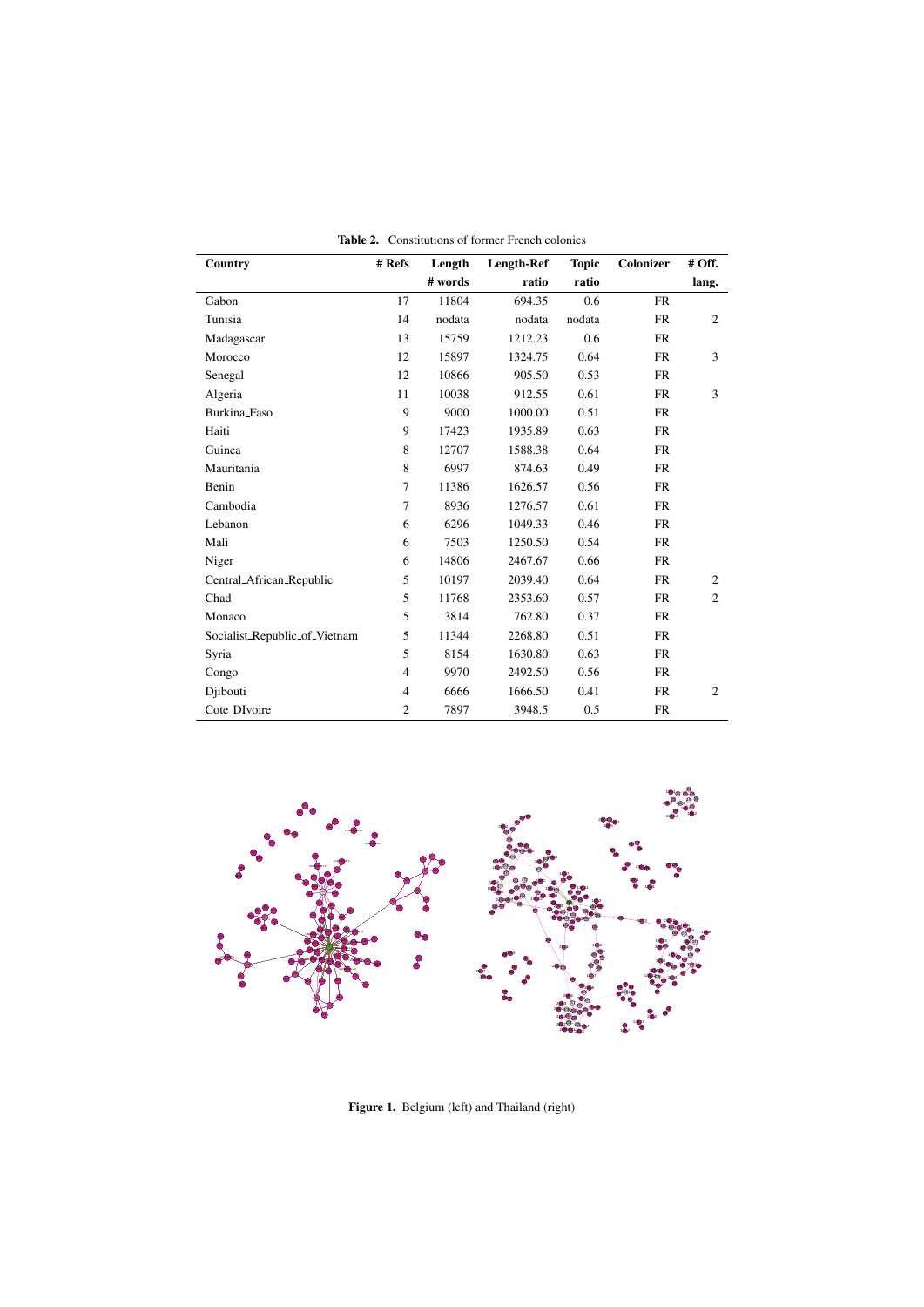**Table 2.** Constitutions of former French colonies

| Country | # Refs | Length # words | Length-Ref ratio | Topic ratio | Colonizer | # Off. lang. |
|---|---|---|---|---|---|---|
| Gabon | 17 | 11804 | 694.35 | 0.6 | FR | |
| Tunisia | 14 | nodata | nodata | nodata | FR | 2 |
| Madagascar | 13 | 15759 | 1212.23 | 0.6 | FR | |
| Morocco | 12 | 15897 | 1324.75 | 0.64 | FR | 3 |
| Senegal | 12 | 10866 | 905.50 | 0.53 | FR | |
| Algeria | 11 | 10038 | 912.55 | 0.61 | FR | 3 |
| Burkina_Faso | 9 | 9000 | 1000.00 | 0.51 | FR | |
| Haiti | 9 | 17423 | 1935.89 | 0.63 | FR | |
| Guinea | 8 | 12707 | 1588.38 | 0.64 | FR | |
| Mauritania | 8 | 6997 | 874.63 | 0.49 | FR | |
| Benin | 7 | 11386 | 1626.57 | 0.56 | FR | |
| Cambodia | 7 | 8936 | 1276.57 | 0.61 | FR | |
| Lebanon | 6 | 6296 | 1049.33 | 0.46 | FR | |
| Mali | 6 | 7503 | 1250.50 | 0.54 | FR | |
| Niger | 6 | 14806 | 2467.67 | 0.66 | FR | |
| Central_African_Republic | 5 | 10197 | 2039.40 | 0.64 | FR | 2 |
| Chad | 5 | 11768 | 2353.60 | 0.57 | FR | 2 |
| Monaco | 5 | 3814 | 762.80 | 0.37 | FR | |
| Socialist_Republic_of_Vietnam | 5 | 11344 | 2268.80 | 0.51 | FR | |
| Syria | 5 | 8154 | 1630.80 | 0.63 | FR | |
| Congo | 4 | 9970 | 2492.50 | 0.56 | FR | |
| Djibouti | 4 | 6666 | 1666.50 | 0.41 | FR | 2 |
| Cote_DIvoire | 2 | 7897 | 3948.5 | 0.5 | FR | |

**Figure 1.** Belgium (left) and Thailand (right)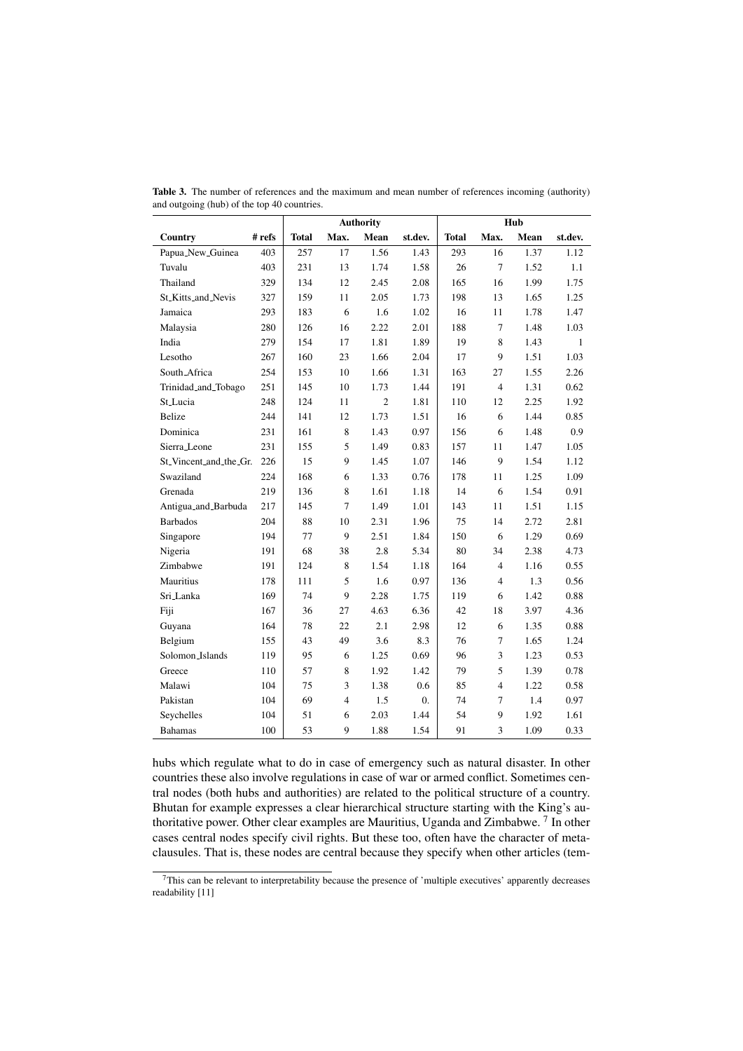**Table 3.** The number of references and the maximum and mean number of references incoming (authority) and outgoing (hub) of the top 40 countries.

| | | Authority | | | | Hub | | | |
|---|---|---|---|---|---|---|---|---|---|
| **Country** | **# refs** | **Total** | **Max.** | **Mean** | **st.dev.** | **Total** | **Max.** | **Mean** | **st.dev.** |
| Papua_New_Guinea | 403 | 257 | 17 | 1.56 | 1.43 | 293 | 16 | 1.37 | 1.12 |
| Tuvalu | 403 | 231 | 13 | 1.74 | 1.58 | 26 | 7 | 1.52 | 1.1 |
| Thailand | 329 | 134 | 12 | 2.45 | 2.08 | 165 | 16 | 1.99 | 1.75 |
| St_Kitts_and_Nevis | 327 | 159 | 11 | 2.05 | 1.73 | 198 | 13 | 1.65 | 1.25 |
| Jamaica | 293 | 183 | 6 | 1.6 | 1.02 | 16 | 11 | 1.78 | 1.47 |
| Malaysia | 280 | 126 | 16 | 2.22 | 2.01 | 188 | 7 | 1.48 | 1.03 |
| India | 279 | 154 | 17 | 1.81 | 1.89 | 19 | 8 | 1.43 | 1 |
| Lesotho | 267 | 160 | 23 | 1.66 | 2.04 | 17 | 9 | 1.51 | 1.03 |
| South_Africa | 254 | 153 | 10 | 1.66 | 1.31 | 163 | 27 | 1.55 | 2.26 |
| Trinidad_and_Tobago | 251 | 145 | 10 | 1.73 | 1.44 | 191 | 4 | 1.31 | 0.62 |
| St_Lucia | 248 | 124 | 11 | 2 | 1.81 | 110 | 12 | 2.25 | 1.92 |
| Belize | 244 | 141 | 12 | 1.73 | 1.51 | 16 | 6 | 1.44 | 0.85 |
| Dominica | 231 | 161 | 8 | 1.43 | 0.97 | 156 | 6 | 1.48 | 0.9 |
| Sierra_Leone | 231 | 155 | 5 | 1.49 | 0.83 | 157 | 11 | 1.47 | 1.05 |
| St_Vincent_and_the_Gr. | 226 | 15 | 9 | 1.45 | 1.07 | 146 | 9 | 1.54 | 1.12 |
| Swaziland | 224 | 168 | 6 | 1.33 | 0.76 | 178 | 11 | 1.25 | 1.09 |
| Grenada | 219 | 136 | 8 | 1.61 | 1.18 | 14 | 6 | 1.54 | 0.91 |
| Antigua_and_Barbuda | 217 | 145 | 7 | 1.49 | 1.01 | 143 | 11 | 1.51 | 1.15 |
| Barbados | 204 | 88 | 10 | 2.31 | 1.96 | 75 | 14 | 2.72 | 2.81 |
| Singapore | 194 | 77 | 9 | 2.51 | 1.84 | 150 | 6 | 1.29 | 0.69 |
| Nigeria | 191 | 68 | 38 | 2.8 | 5.34 | 80 | 34 | 2.38 | 4.73 |
| Zimbabwe | 191 | 124 | 8 | 1.54 | 1.18 | 164 | 4 | 1.16 | 0.55 |
| Mauritius | 178 | 111 | 5 | 1.6 | 0.97 | 136 | 4 | 1.3 | 0.56 |
| Sri_Lanka | 169 | 74 | 9 | 2.28 | 1.75 | 119 | 6 | 1.42 | 0.88 |
| Fiji | 167 | 36 | 27 | 4.63 | 6.36 | 42 | 18 | 3.97 | 4.36 |
| Guyana | 164 | 78 | 22 | 2.1 | 2.98 | 12 | 6 | 1.35 | 0.88 |
| Belgium | 155 | 43 | 49 | 3.6 | 8.3 | 76 | 7 | 1.65 | 1.24 |
| Solomon_Islands | 119 | 95 | 6 | 1.25 | 0.69 | 96 | 3 | 1.23 | 0.53 |
| Greece | 110 | 57 | 8 | 1.92 | 1.42 | 79 | 5 | 1.39 | 0.78 |
| Malawi | 104 | 75 | 3 | 1.38 | 0.6 | 85 | 4 | 1.22 | 0.58 |
| Pakistan | 104 | 69 | 4 | 1.5 | 0. | 74 | 7 | 1.4 | 0.97 |
| Seychelles | 104 | 51 | 6 | 2.03 | 1.44 | 54 | 9 | 1.92 | 1.61 |
| Bahamas | 100 | 53 | 9 | 1.88 | 1.54 | 91 | 3 | 1.09 | 0.33 |

hubs which regulate what to do in case of emergency such as natural disaster. In other countries these also involve regulations in case of war or armed conflict. Sometimes central nodes (both hubs and authorities) are related to the political structure of a country. Bhutan for example expresses a clear hierarchical structure starting with the King's authoritative power. Other clear examples are Mauritius, Uganda and Zimbabwe. [7] In other cases central nodes specify civil rights. But these too, often have the character of meta-clausules. That is, these nodes are central because they specify when other articles (tem-

[7] This can be relevant to interpretability because the presence of 'multiple executives' apparently decreases readability [11]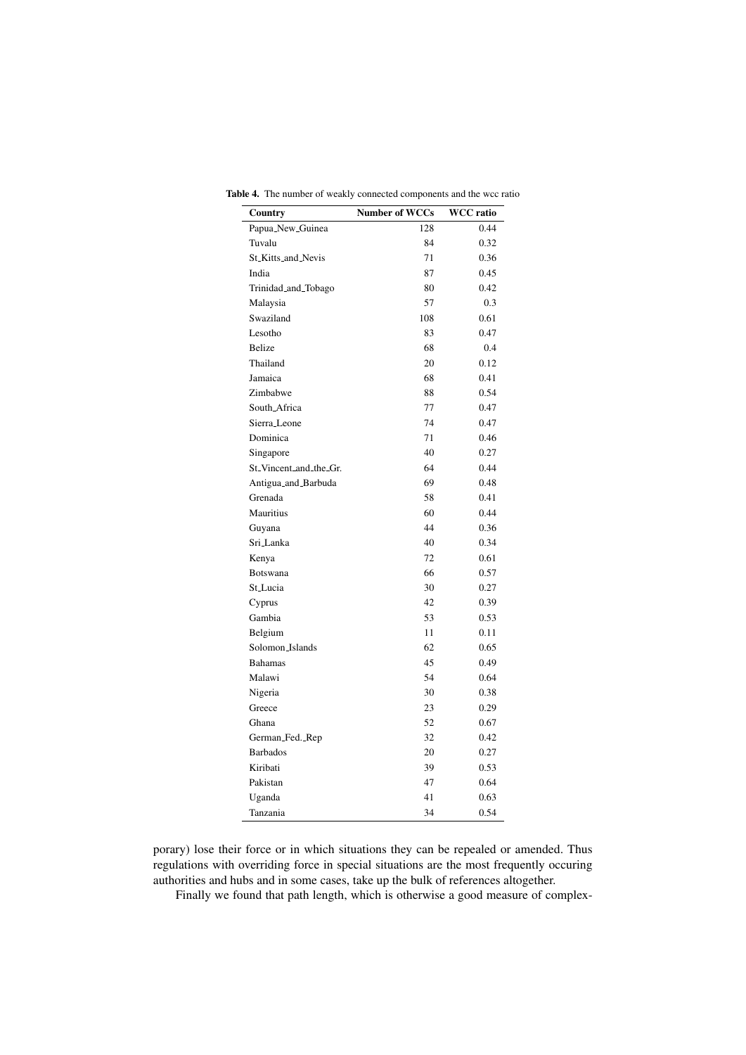**Table 4.** The number of weakly connected components and the wcc ratio

| Country | Number of WCCs | WCC ratio |
|---|---|---|
| Papua_New_Guinea | 128 | 0.44 |
| Tuvalu | 84 | 0.32 |
| St_Kitts_and_Nevis | 71 | 0.36 |
| India | 87 | 0.45 |
| Trinidad_and_Tobago | 80 | 0.42 |
| Malaysia | 57 | 0.3 |
| Swaziland | 108 | 0.61 |
| Lesotho | 83 | 0.47 |
| Belize | 68 | 0.4 |
| Thailand | 20 | 0.12 |
| Jamaica | 68 | 0.41 |
| Zimbabwe | 88 | 0.54 |
| South_Africa | 77 | 0.47 |
| Sierra_Leone | 74 | 0.47 |
| Dominica | 71 | 0.46 |
| Singapore | 40 | 0.27 |
| St_Vincent_and_the_Gr. | 64 | 0.44 |
| Antigua_and_Barbuda | 69 | 0.48 |
| Grenada | 58 | 0.41 |
| Mauritius | 60 | 0.44 |
| Guyana | 44 | 0.36 |
| Sri_Lanka | 40 | 0.34 |
| Kenya | 72 | 0.61 |
| Botswana | 66 | 0.57 |
| St_Lucia | 30 | 0.27 |
| Cyprus | 42 | 0.39 |
| Gambia | 53 | 0.53 |
| Belgium | 11 | 0.11 |
| Solomon_Islands | 62 | 0.65 |
| Bahamas | 45 | 0.49 |
| Malawi | 54 | 0.64 |
| Nigeria | 30 | 0.38 |
| Greece | 23 | 0.29 |
| Ghana | 52 | 0.67 |
| German_Fed._Rep | 32 | 0.42 |
| Barbados | 20 | 0.27 |
| Kiribati | 39 | 0.53 |
| Pakistan | 47 | 0.64 |
| Uganda | 41 | 0.63 |
| Tanzania | 34 | 0.54 |

porary) lose their force or in which situations they can be repealed or amended. Thus regulations with overriding force in special situations are the most frequently occuring authorities and hubs and in some cases, take up the bulk of references altogether.

Finally we found that path length, which is otherwise a good measure of complex-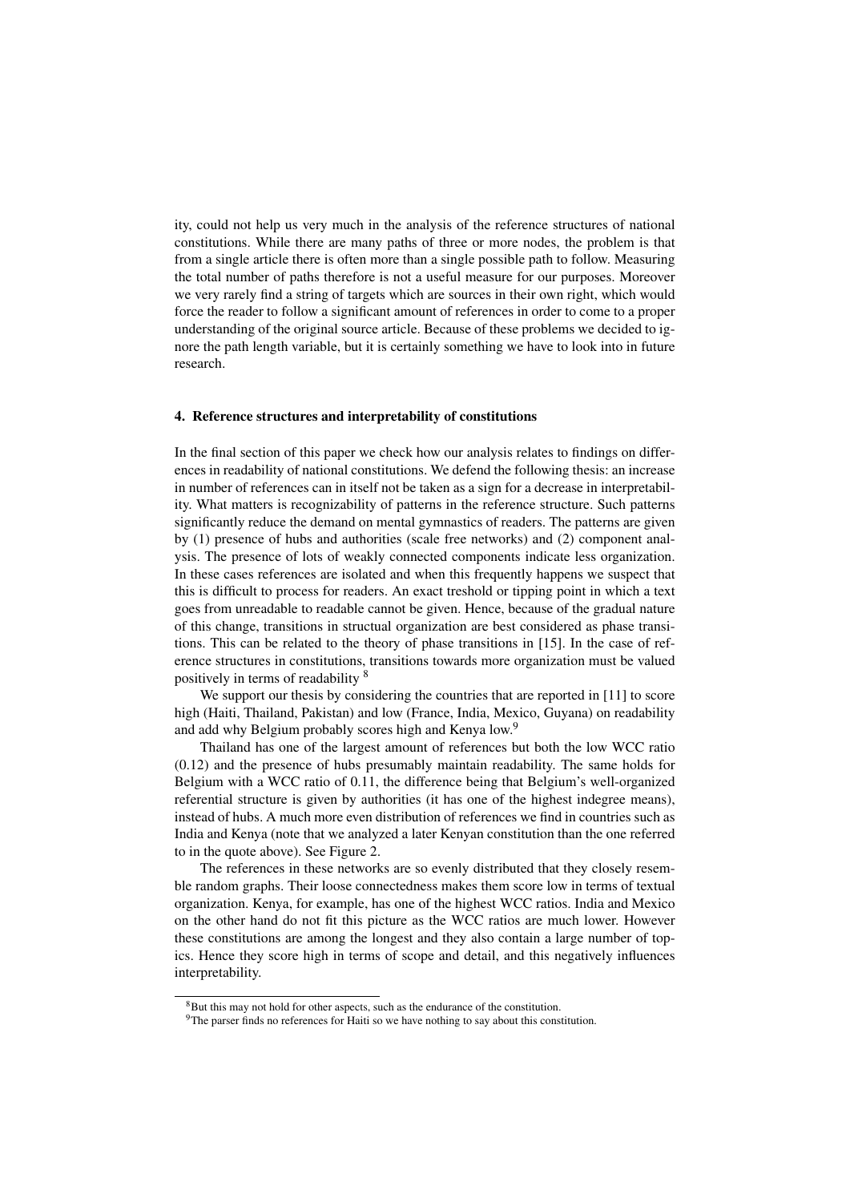ity, could not help us very much in the analysis of the reference structures of national constitutions. While there are many paths of three or more nodes, the problem is that from a single article there is often more than a single possible path to follow. Measuring the total number of paths therefore is not a useful measure for our purposes. Moreover we very rarely find a string of targets which are sources in their own right, which would force the reader to follow a significant amount of references in order to come to a proper understanding of the original source article. Because of these problems we decided to ignore the path length variable, but it is certainly something we have to look into in future research.

## 4. Reference structures and interpretability of constitutions

In the final section of this paper we check how our analysis relates to findings on differences in readability of national constitutions. We defend the following thesis: an increase in number of references can in itself not be taken as a sign for a decrease in interpretability. What matters is recognizability of patterns in the reference structure. Such patterns significantly reduce the demand on mental gymnastics of readers. The patterns are given by (1) presence of hubs and authorities (scale free networks) and (2) component analysis. The presence of lots of weakly connected components indicate less organization. In these cases references are isolated and when this frequently happens we suspect that this is difficult to process for readers. An exact treshold or tipping point in which a text goes from unreadable to readable cannot be given. Hence, because of the gradual nature of this change, transitions in structual organization are best considered as phase transitions. This can be related to the theory of phase transitions in [15]. In the case of reference structures in constitutions, transitions towards more organization must be valued positively in terms of readability [8]

We support our thesis by considering the countries that are reported in [11] to score high (Haiti, Thailand, Pakistan) and low (France, India, Mexico, Guyana) on readability and add why Belgium probably scores high and Kenya low.[9]

Thailand has one of the largest amount of references but both the low WCC ratio (0.12) and the presence of hubs presumably maintain readability. The same holds for Belgium with a WCC ratio of 0.11, the difference being that Belgium's well-organized referential structure is given by authorities (it has one of the highest indegree means), instead of hubs. A much more even distribution of references we find in countries such as India and Kenya (note that we analyzed a later Kenyan constitution than the one referred to in the quote above). See Figure 2.

The references in these networks are so evenly distributed that they closely resemble random graphs. Their loose connectedness makes them score low in terms of textual organization. Kenya, for example, has one of the highest WCC ratios. India and Mexico on the other hand do not fit this picture as the WCC ratios are much lower. However these constitutions are among the longest and they also contain a large number of topics. Hence they score high in terms of scope and detail, and this negatively influences interpretability.

[8] But this may not hold for other aspects, such as the endurance of the constitution.

[9] The parser finds no references for Haiti so we have nothing to say about this constitution.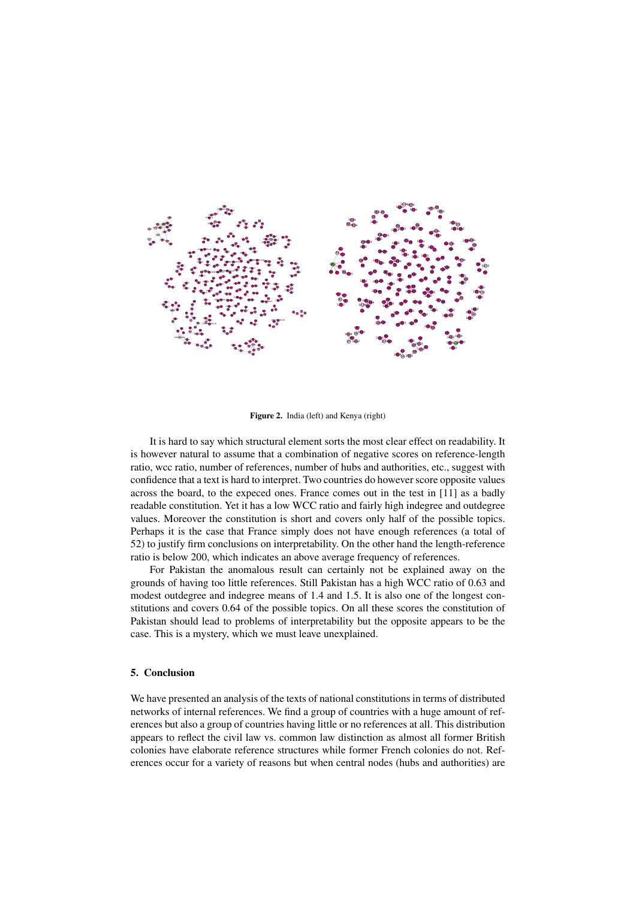**Figure 2.** India (left) and Kenya (right)

It is hard to say which structural element sorts the most clear effect on readability. It is however natural to assume that a combination of negative scores on reference-length ratio, wcc ratio, number of references, number of hubs and authorities, etc., suggest with confidence that a text is hard to interpret. Two countries do however score opposite values across the board, to the expeced ones. France comes out in the test in [11] as a badly readable constitution. Yet it has a low WCC ratio and fairly high indegree and outdegree values. Moreover the constitution is short and covers only half of the possible topics. Perhaps it is the case that France simply does not have enough references (a total of 52) to justify firm conclusions on interpretability. On the other hand the length-reference ratio is below 200, which indicates an above average frequency of references.

For Pakistan the anomalous result can certainly not be explained away on the grounds of having too little references. Still Pakistan has a high WCC ratio of 0.63 and modest outdegree and indegree means of 1.4 and 1.5. It is also one of the longest constitutions and covers 0.64 of the possible topics. On all these scores the constitution of Pakistan should lead to problems of interpretability but the opposite appears to be the case. This is a mystery, which we must leave unexplained.

## 5. Conclusion

We have presented an analysis of the texts of national constitutions in terms of distributed networks of internal references. We find a group of countries with a huge amount of references but also a group of countries having little or no references at all. This distribution appears to reflect the civil law vs. common law distinction as almost all former British colonies have elaborate reference structures while former French colonies do not. References occur for a variety of reasons but when central nodes (hubs and authorities) are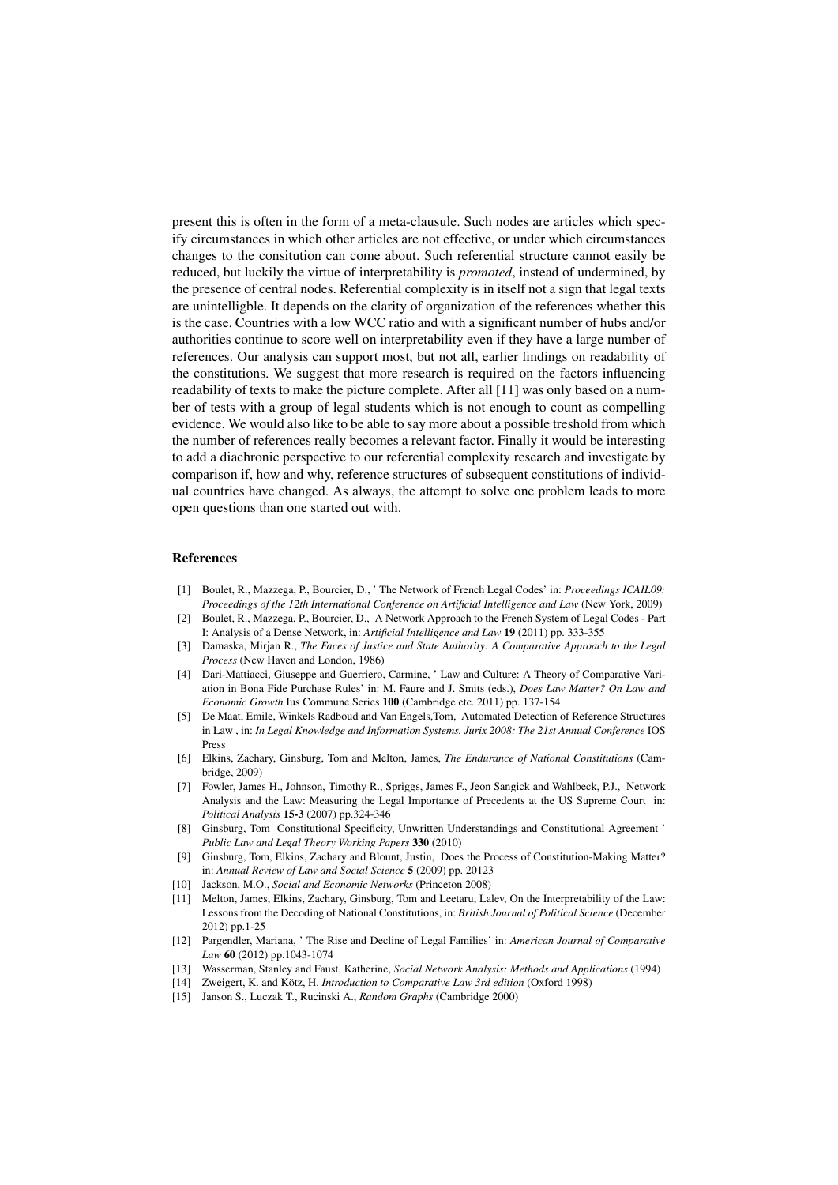present this is often in the form of a meta-clausule. Such nodes are articles which specify circumstances in which other articles are not effective, or under which circumstances changes to the consitution can come about. Such referential structure cannot easily be reduced, but luckily the virtue of interpretability is *promoted*, instead of undermined, by the presence of central nodes. Referential complexity is in itself not a sign that legal texts are unintelligble. It depends on the clarity of organization of the references whether this is the case. Countries with a low WCC ratio and with a significant number of hubs and/or authorities continue to score well on interpretability even if they have a large number of references. Our analysis can support most, but not all, earlier findings on readability of the constitutions. We suggest that more research is required on the factors influencing readability of texts to make the picture complete. After all [11] was only based on a number of tests with a group of legal students which is not enough to count as compelling evidence. We would also like to be able to say more about a possible treshold from which the number of references really becomes a relevant factor. Finally it would be interesting to add a diachronic perspective to our referential complexity research and investigate by comparison if, how and why, reference structures of subsequent constitutions of individual countries have changed. As always, the attempt to solve one problem leads to more open questions than one started out with.

## References

[1] Boulet, R., Mazzega, P., Bourcier, D., ' The Network of French Legal Codes' in: *Proceedings ICAIL09: Proceedings of the 12th International Conference on Artificial Intelligence and Law* (New York, 2009)

[2] Boulet, R., Mazzega, P., Bourcier, D., A Network Approach to the French System of Legal Codes - Part I: Analysis of a Dense Network, in: *Artificial Intelligence and Law* **19** (2011) pp. 333-355

[3] Damaska, Mirjan R., *The Faces of Justice and State Authority: A Comparative Approach to the Legal Process* (New Haven and London, 1986)

[4] Dari-Mattiacci, Giuseppe and Guerriero, Carmine, ' Law and Culture: A Theory of Comparative Variation in Bona Fide Purchase Rules' in: M. Faure and J. Smits (eds.), *Does Law Matter? On Law and Economic Growth* Ius Commune Series **100** (Cambridge etc. 2011) pp. 137-154

[5] De Maat, Emile, Winkels Radboud and Van Engels,Tom, Automated Detection of Reference Structures in Law , in: *In Legal Knowledge and Information Systems. Jurix 2008: The 21st Annual Conference* IOS Press

[6] Elkins, Zachary, Ginsburg, Tom and Melton, James, *The Endurance of National Constitutions* (Cambridge, 2009)

[7] Fowler, James H., Johnson, Timothy R., Spriggs, James F., Jeon Sangick and Wahlbeck, P.J., Network Analysis and the Law: Measuring the Legal Importance of Precedents at the US Supreme Court in: *Political Analysis* **15-3** (2007) pp.324-346

[8] Ginsburg, Tom Constitutional Specificity, Unwritten Understandings and Constitutional Agreement ' *Public Law and Legal Theory Working Papers* **330** (2010)

[9] Ginsburg, Tom, Elkins, Zachary and Blount, Justin, Does the Process of Constitution-Making Matter? in: *Annual Review of Law and Social Science* **5** (2009) pp. 20123

[10] Jackson, M.O., *Social and Economic Networks* (Princeton 2008)

[11] Melton, James, Elkins, Zachary, Ginsburg, Tom and Leetaru, Lalev, On the Interpretability of the Law: Lessons from the Decoding of National Constitutions, in: *British Journal of Political Science* (December 2012) pp.1-25

[12] Pargendler, Mariana, ' The Rise and Decline of Legal Families' in: *American Journal of Comparative Law* **60** (2012) pp.1043-1074

[13] Wasserman, Stanley and Faust, Katherine, *Social Network Analysis: Methods and Applications* (1994)

[14] Zweigert, K. and Kötz, H. *Introduction to Comparative Law 3rd edition* (Oxford 1998)

[15] Janson S., Luczak T., Rucinski A., *Random Graphs* (Cambridge 2000)